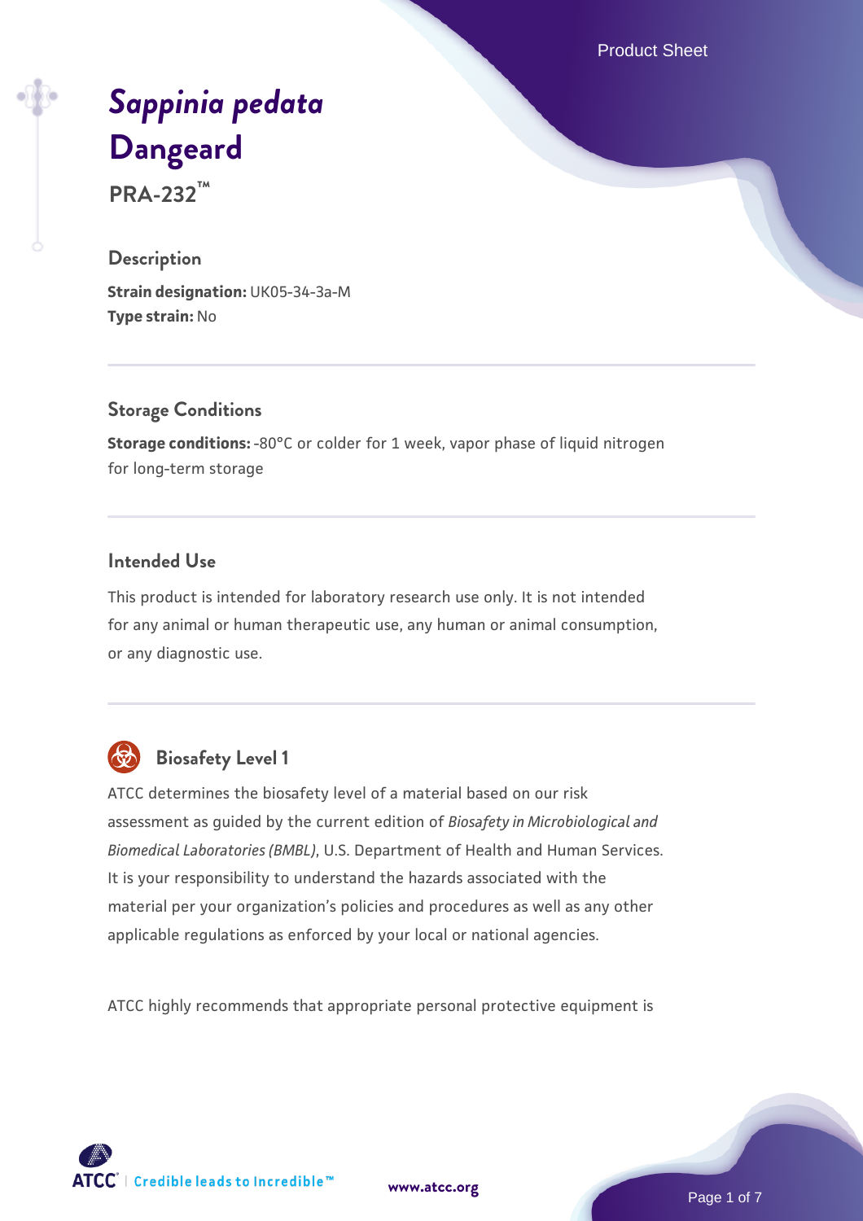# *Sappinia pedata* Dangeard

**PRA-232™**

## Description

**Strain designation:** UK05-34-3a-M
**Type strain:** No

## Storage Conditions

**Storage conditions:** -80°C or colder for 1 week, vapor phase of liquid nitrogen for long-term storage

## Intended Use

This product is intended for laboratory research use only. It is not intended for any animal or human therapeutic use, any human or animal consumption, or any diagnostic use.

## Biosafety Level 1

ATCC determines the biosafety level of a material based on our risk assessment as guided by the current edition of *Biosafety in Microbiological and Biomedical Laboratories (BMBL)*, U.S. Department of Health and Human Services. It is your responsibility to understand the hazards associated with the material per your organization's policies and procedures as well as any other applicable regulations as enforced by your local or national agencies.

ATCC highly recommends that appropriate personal protective equipment is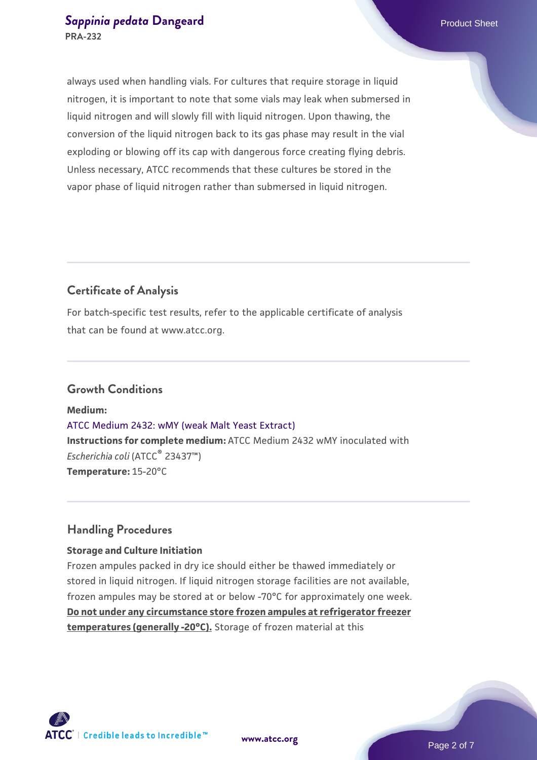always used when handling vials. For cultures that require storage in liquid nitrogen, it is important to note that some vials may leak when submersed in liquid nitrogen and will slowly fill with liquid nitrogen. Upon thawing, the conversion of the liquid nitrogen back to its gas phase may result in the vial exploding or blowing off its cap with dangerous force creating flying debris. Unless necessary, ATCC recommends that these cultures be stored in the vapor phase of liquid nitrogen rather than submersed in liquid nitrogen.

## Certificate of Analysis

For batch-specific test results, refer to the applicable certificate of analysis that can be found at www.atcc.org.

## Growth Conditions

**Medium:**
ATCC Medium 2432: wMY (weak Malt Yeast Extract)
**Instructions for complete medium:** ATCC Medium 2432 wMY inoculated with *Escherichia coli* (ATCC® 23437™)
**Temperature:** 15-20°C

## Handling Procedures

**Storage and Culture Initiation**

Frozen ampules packed in dry ice should either be thawed immediately or stored in liquid nitrogen. If liquid nitrogen storage facilities are not available, frozen ampules may be stored at or below -70°C for approximately one week. **Do not under any circumstance store frozen ampules at refrigerator freezer temperatures (generally -20°C).** Storage of frozen material at this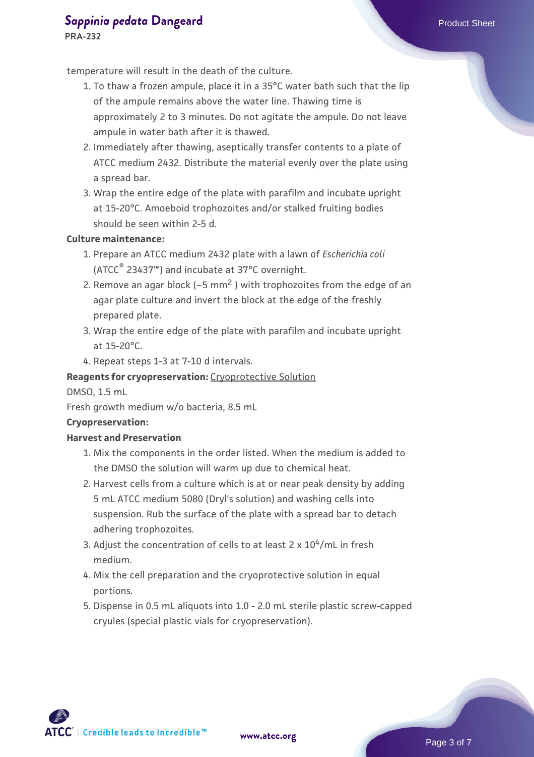temperature will result in the death of the culture.

1. To thaw a frozen ampule, place it in a 35°C water bath such that the lip of the ampule remains above the water line. Thawing time is approximately 2 to 3 minutes. Do not agitate the ampule. Do not leave ampule in water bath after it is thawed.
2. Immediately after thawing, aseptically transfer contents to a plate of ATCC medium 2432. Distribute the material evenly over the plate using a spread bar.
3. Wrap the entire edge of the plate with parafilm and incubate upright at 15-20°C. Amoeboid trophozoites and/or stalked fruiting bodies should be seen within 2-5 d.

**Culture maintenance:**

1. Prepare an ATCC medium 2432 plate with a lawn of *Escherichia coli* (ATCC® 23437™) and incubate at 37°C overnight.
2. Remove an agar block (~5 $mm^2$ ) with trophozoites from the edge of an agar plate culture and invert the block at the edge of the freshly prepared plate.
3. Wrap the entire edge of the plate with parafilm and incubate upright at 15-20°C.
4. Repeat steps 1-3 at 7-10 d intervals.

**Reagents for cryopreservation:** Cryoprotective Solution

DMSO, 1.5 mL

Fresh growth medium w/o bacteria, 8.5 mL

**Cryopreservation:**

**Harvest and Preservation**

1. Mix the components in the order listed. When the medium is added to the DMSO the solution will warm up due to chemical heat.
2. Harvest cells from a culture which is at or near peak density by adding 5 mL ATCC medium 5080 (Dryl's solution) and washing cells into suspension. Rub the surface of the plate with a spread bar to detach adhering trophozoites.
3. Adjust the concentration of cells to at least 2 x $10^4$/mL in fresh medium.
4. Mix the cell preparation and the cryoprotective solution in equal portions.
5. Dispense in 0.5 mL aliquots into 1.0 - 2.0 mL sterile plastic screw-capped cryules (special plastic vials for cryopreservation).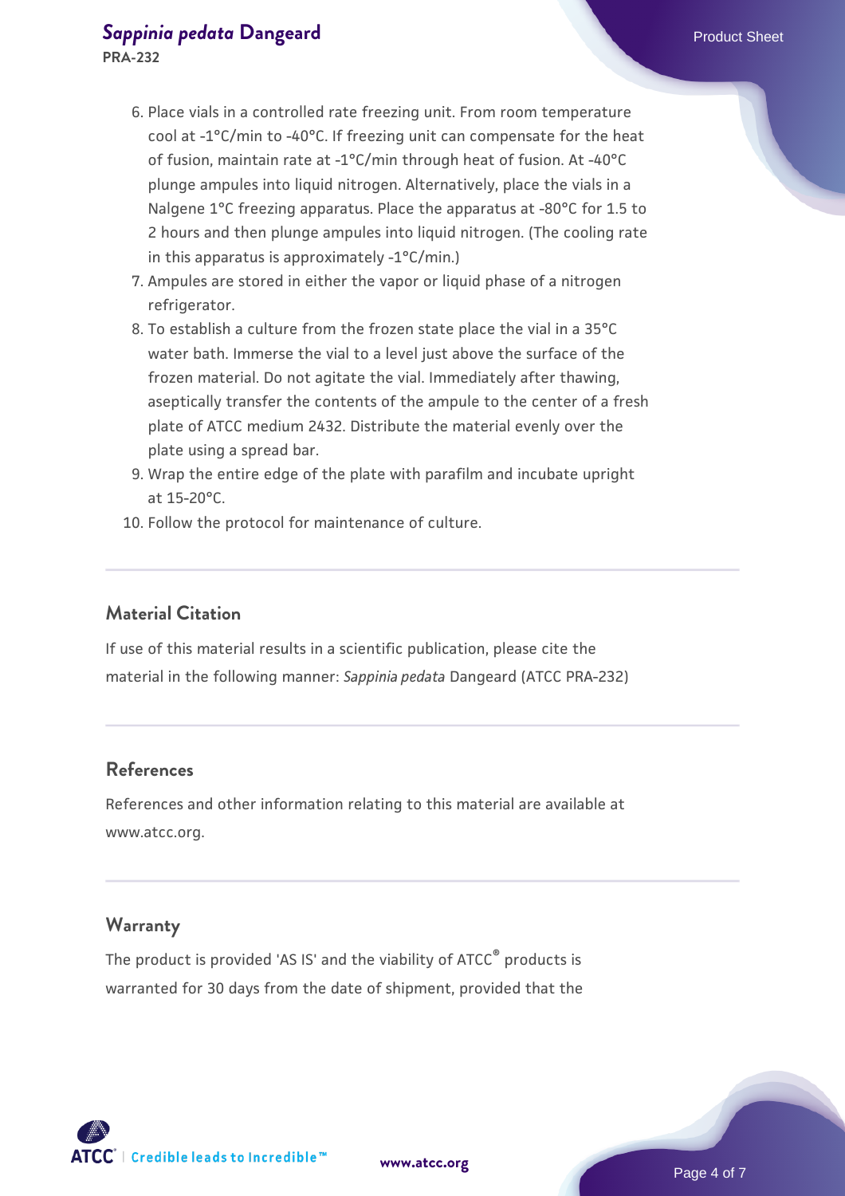6. Place vials in a controlled rate freezing unit. From room temperature cool at -1°C/min to -40°C. If freezing unit can compensate for the heat of fusion, maintain rate at -1°C/min through heat of fusion. At -40°C plunge ampules into liquid nitrogen. Alternatively, place the vials in a Nalgene 1°C freezing apparatus. Place the apparatus at -80°C for 1.5 to 2 hours and then plunge ampules into liquid nitrogen. (The cooling rate in this apparatus is approximately -1°C/min.)
7. Ampules are stored in either the vapor or liquid phase of a nitrogen refrigerator.
8. To establish a culture from the frozen state place the vial in a 35°C water bath. Immerse the vial to a level just above the surface of the frozen material. Do not agitate the vial. Immediately after thawing, aseptically transfer the contents of the ampule to the center of a fresh plate of ATCC medium 2432. Distribute the material evenly over the plate using a spread bar.
9. Wrap the entire edge of the plate with parafilm and incubate upright at 15-20°C.
10. Follow the protocol for maintenance of culture.

## Material Citation

If use of this material results in a scientific publication, please cite the material in the following manner: *Sappinia pedata* Dangeard (ATCC PRA-232)

## References

References and other information relating to this material are available at www.atcc.org.

## Warranty

The product is provided 'AS IS' and the viability of ATCC® products is warranted for 30 days from the date of shipment, provided that the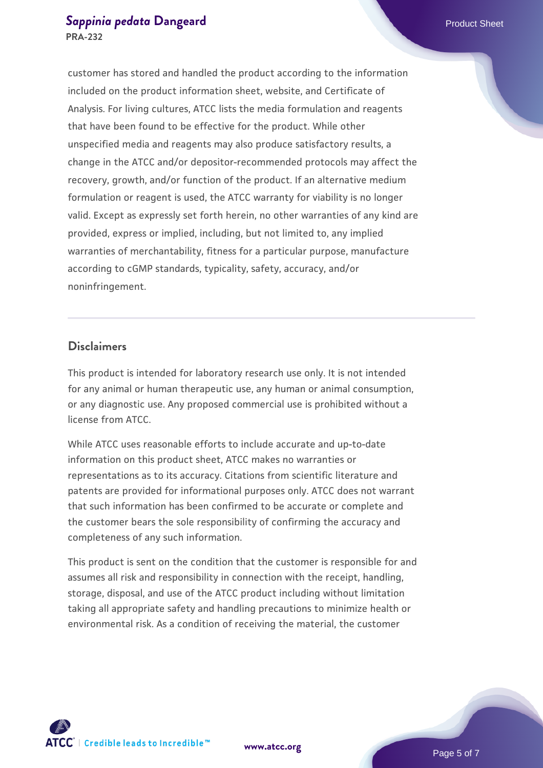customer has stored and handled the product according to the information included on the product information sheet, website, and Certificate of Analysis. For living cultures, ATCC lists the media formulation and reagents that have been found to be effective for the product. While other unspecified media and reagents may also produce satisfactory results, a change in the ATCC and/or depositor-recommended protocols may affect the recovery, growth, and/or function of the product. If an alternative medium formulation or reagent is used, the ATCC warranty for viability is no longer valid. Except as expressly set forth herein, no other warranties of any kind are provided, express or implied, including, but not limited to, any implied warranties of merchantability, fitness for a particular purpose, manufacture according to cGMP standards, typicality, safety, accuracy, and/or noninfringement.

## Disclaimers

This product is intended for laboratory research use only. It is not intended for any animal or human therapeutic use, any human or animal consumption, or any diagnostic use. Any proposed commercial use is prohibited without a license from ATCC.

While ATCC uses reasonable efforts to include accurate and up-to-date information on this product sheet, ATCC makes no warranties or representations as to its accuracy. Citations from scientific literature and patents are provided for informational purposes only. ATCC does not warrant that such information has been confirmed to be accurate or complete and the customer bears the sole responsibility of confirming the accuracy and completeness of any such information.

This product is sent on the condition that the customer is responsible for and assumes all risk and responsibility in connection with the receipt, handling, storage, disposal, and use of the ATCC product including without limitation taking all appropriate safety and handling precautions to minimize health or environmental risk. As a condition of receiving the material, the customer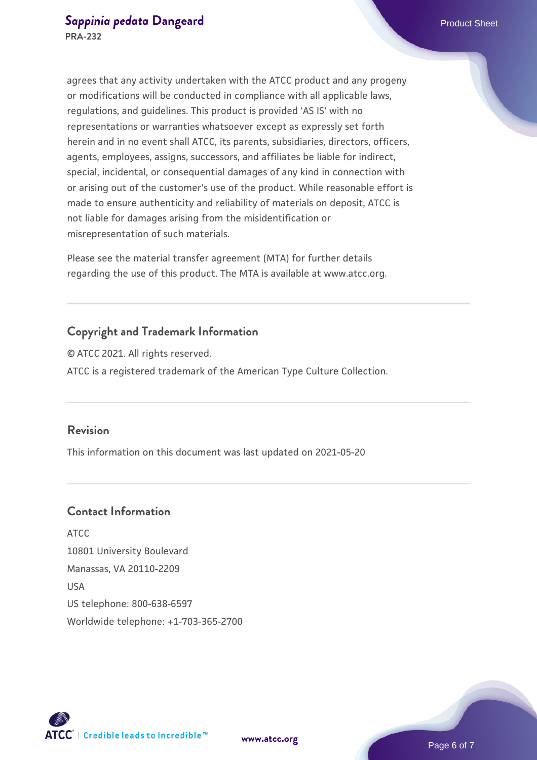agrees that any activity undertaken with the ATCC product and any progeny or modifications will be conducted in compliance with all applicable laws, regulations, and guidelines. This product is provided 'AS IS' with no representations or warranties whatsoever except as expressly set forth herein and in no event shall ATCC, its parents, subsidiaries, directors, officers, agents, employees, assigns, successors, and affiliates be liable for indirect, special, incidental, or consequential damages of any kind in connection with or arising out of the customer's use of the product. While reasonable effort is made to ensure authenticity and reliability of materials on deposit, ATCC is not liable for damages arising from the misidentification or misrepresentation of such materials.

Please see the material transfer agreement (MTA) for further details regarding the use of this product. The MTA is available at www.atcc.org.

## Copyright and Trademark Information

© ATCC 2021. All rights reserved.

ATCC is a registered trademark of the American Type Culture Collection.

## Revision

This information on this document was last updated on 2021-05-20

## Contact Information

ATCC
10801 University Boulevard
Manassas, VA 20110-2209
USA
US telephone: 800-638-6597
Worldwide telephone: +1-703-365-2700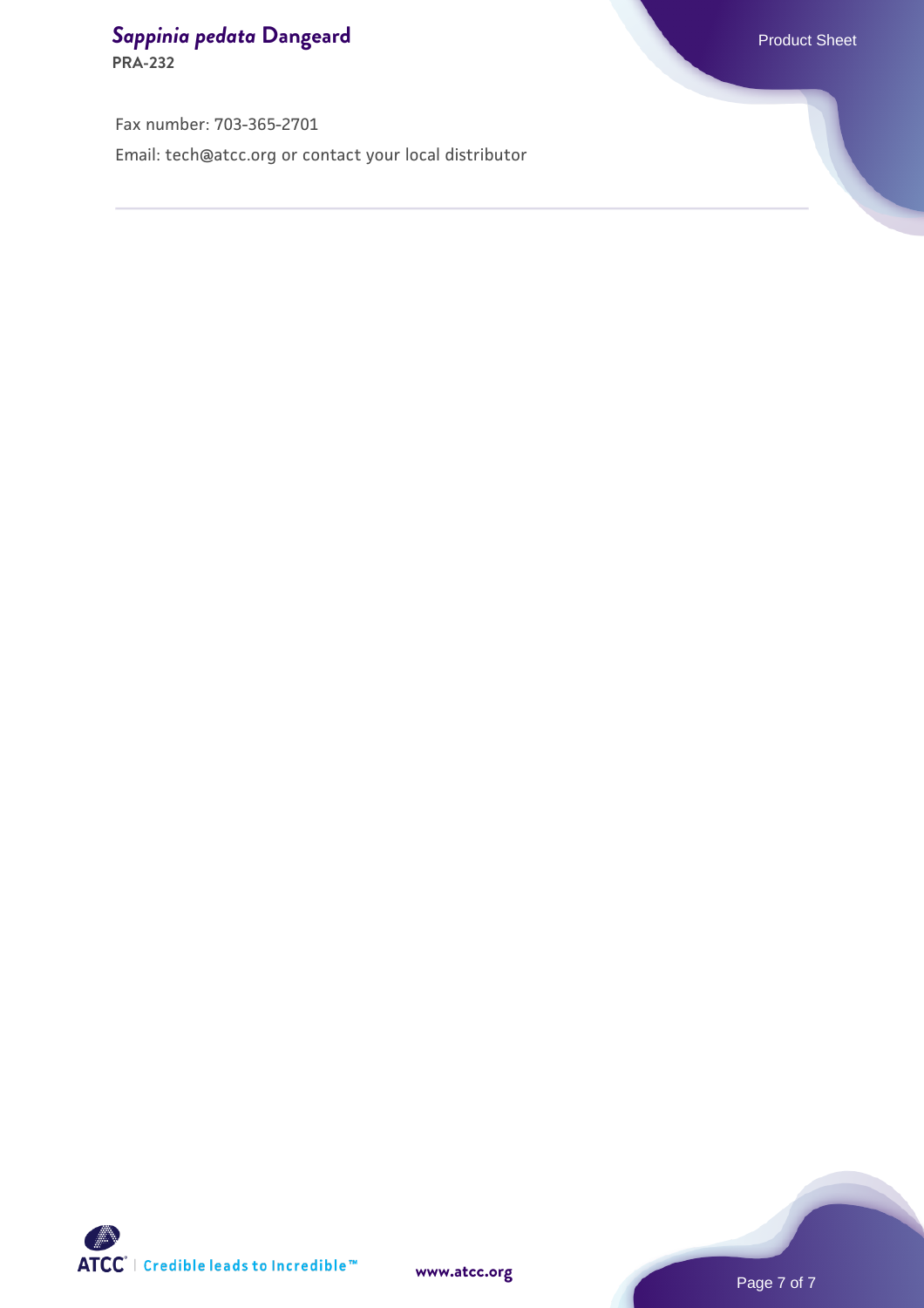Fax number: 703-365-2701

Email: tech@atcc.org or contact your local distributor